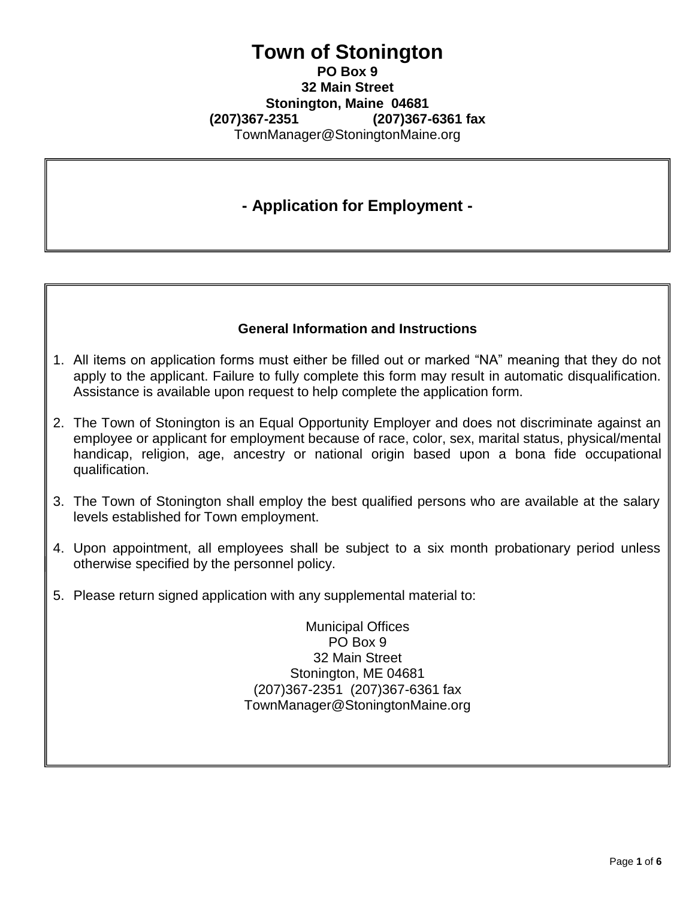# Town of Stonington

**PO Box 9**
**32 Main Street**
**Stonington, Maine 04681**
**(207)367-2351 (207)367-6361 fax**
TownManager@StoningtonMaine.org

## - Application for Employment -

### General Information and Instructions

1. All items on application forms must either be filled out or marked "NA" meaning that they do not apply to the applicant. Failure to fully complete this form may result in automatic disqualification. Assistance is available upon request to help complete the application form.

2. The Town of Stonington is an Equal Opportunity Employer and does not discriminate against an employee or applicant for employment because of race, color, sex, marital status, physical/mental handicap, religion, age, ancestry or national origin based upon a bona fide occupational qualification.

3. The Town of Stonington shall employ the best qualified persons who are available at the salary levels established for Town employment.

4. Upon appointment, all employees shall be subject to a six month probationary period unless otherwise specified by the personnel policy.

5. Please return signed application with any supplemental material to:

   Municipal Offices
   PO Box 9
   32 Main Street
   Stonington, ME 04681
   (207)367-2351 (207)367-6361 fax
   TownManager@StoningtonMaine.org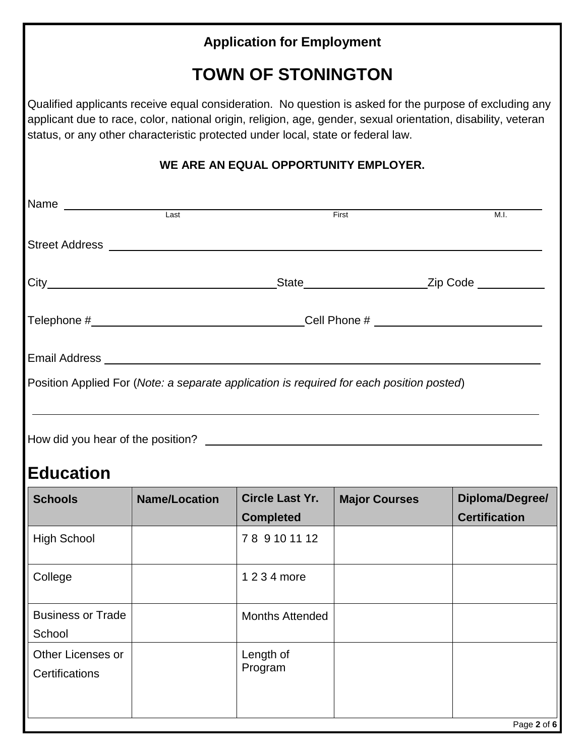**Application for Employment**

# TOWN OF STONINGTON

Qualified applicants receive equal consideration. No question is asked for the purpose of excluding any applicant due to race, color, national origin, religion, age, gender, sexual orientation, disability, veteran status, or any other characteristic protected under local, state or federal law.

**WE ARE AN EQUAL OPPORTUNITY EMPLOYER.**

Name ______________________________________________________________
Last First M.I.

Street Address ______________________________________________________

City__________________________ State_______________ Zip Code __________

Telephone #________________________ Cell Phone # ____________________

Email Address _______________________________________________________

Position Applied For (*Note: a separate application is required for each position posted*)

_____________________________________________________________________

How did you hear of the position? ____________________________________

## Education

| Schools | Name/Location | Circle Last Yr. Completed | Major Courses | Diploma/Degree/ Certification |
|---|---|---|---|---|
| High School | | 7 8 9 10 11 12 | | |
| College | | 1 2 3 4 more | | |
| Business or Trade School | | Months Attended | | |
| Other Licenses or Certifications | | Length of Program | | |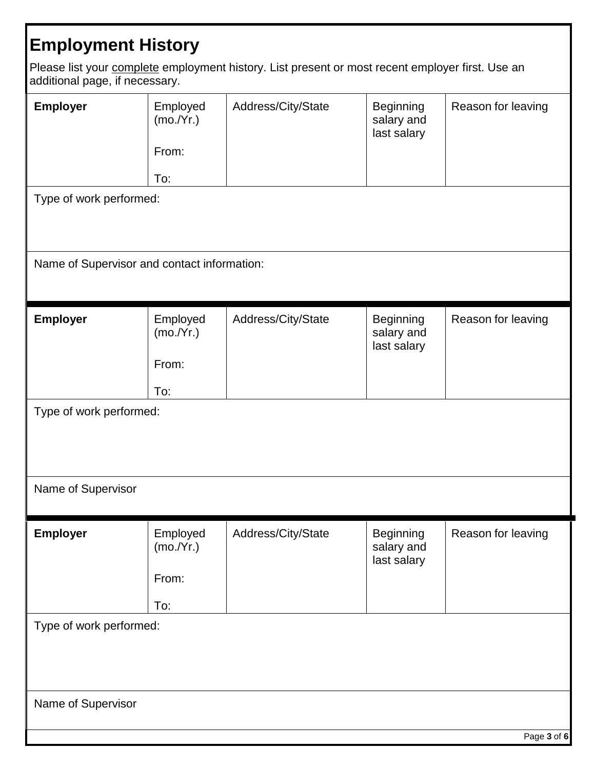# Employment History

Please list your complete employment history. List present or most recent employer first. Use an additional page, if necessary.

| **Employer** | Employed (mo./Yr.)<br><br>From:<br><br>To: | Address/City/State | Beginning salary and last salary | Reason for leaving |
|---|---|---|---|---|
| Type of work performed: | | | | |
| Name of Supervisor and contact information: | | | | |

| **Employer** | Employed (mo./Yr.)<br><br>From:<br><br>To: | Address/City/State | Beginning salary and last salary | Reason for leaving |
|---|---|---|---|---|
| Type of work performed: | | | | |
| Name of Supervisor | | | | |

| **Employer** | Employed (mo./Yr.)<br><br>From:<br><br>To: | Address/City/State | Beginning salary and last salary | Reason for leaving |
|---|---|---|---|---|
| Type of work performed: | | | | |
| Name of Supervisor | | | | |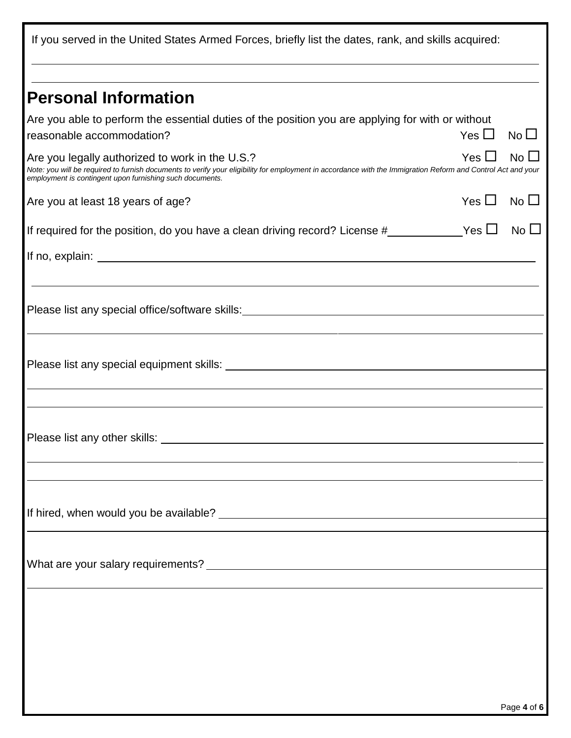If you served in the United States Armed Forces, briefly list the dates, rank, and skills acquired:

______________________________________________________________________

______________________________________________________________________

## Personal Information

Are you able to perform the essential duties of the position you are applying for with or without reasonable accommodation? Yes ☐ No ☐

Are you legally authorized to work in the U.S.? Yes ☐ No ☐

*Note: you will be required to furnish documents to verify your eligibility for employment in accordance with the Immigration Reform and Control Act and your employment is contingent upon furnishing such documents.*

Are you at least 18 years of age? Yes ☐ No ☐

If required for the position, do you have a clean driving record? License #____________ Yes ☐ No ☐

If no, explain: ______________________________________________________________________

______________________________________________________________________

Please list any special office/software skills: ______________________________________________________________________

______________________________________________________________________

Please list any special equipment skills: ______________________________________________________________________

______________________________________________________________________

______________________________________________________________________

Please list any other skills: ______________________________________________________________________

______________________________________________________________________

______________________________________________________________________

If hired, when would you be available? ______________________________________________________________________

______________________________________________________________________

What are your salary requirements? ______________________________________________________________________

______________________________________________________________________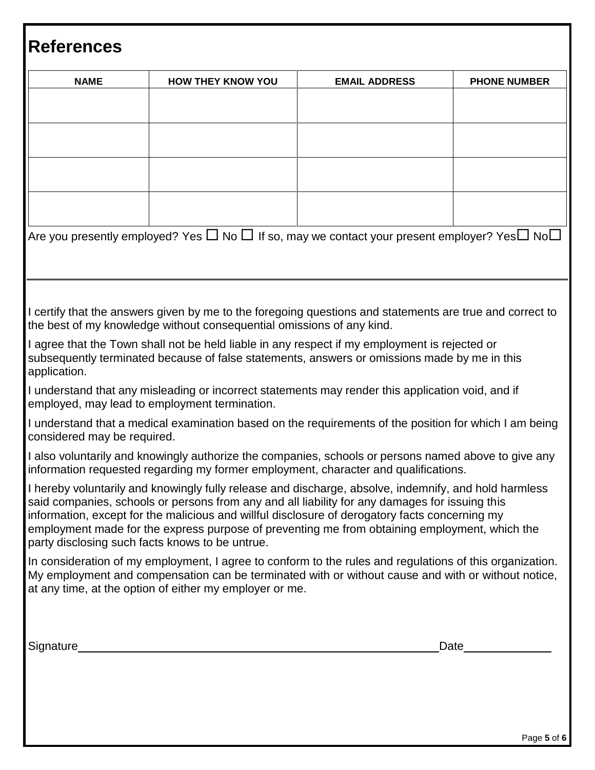# References

| NAME | HOW THEY KNOW YOU | EMAIL ADDRESS | PHONE NUMBER |
|---|---|---|---|
| | | | |
| | | | |
| | | | |
| | | | |

Are you presently employed? Yes ☐ No ☐ If so, may we contact your present employer? Yes☐ No☐

I certify that the answers given by me to the foregoing questions and statements are true and correct to the best of my knowledge without consequential omissions of any kind.

I agree that the Town shall not be held liable in any respect if my employment is rejected or subsequently terminated because of false statements, answers or omissions made by me in this application.

I understand that any misleading or incorrect statements may render this application void, and if employed, may lead to employment termination.

I understand that a medical examination based on the requirements of the position for which I am being considered may be required.

I also voluntarily and knowingly authorize the companies, schools or persons named above to give any information requested regarding my former employment, character and qualifications.

I hereby voluntarily and knowingly fully release and discharge, absolve, indemnify, and hold harmless said companies, schools or persons from any and all liability for any damages for issuing this information, except for the malicious and willful disclosure of derogatory facts concerning my employment made for the express purpose of preventing me from obtaining employment, which the party disclosing such facts knows to be untrue.

In consideration of my employment, I agree to conform to the rules and regulations of this organization. My employment and compensation can be terminated with or without cause and with or without notice, at any time, at the option of either my employer or me.

Signature\_\_\_\_\_\_\_\_\_\_\_\_\_\_\_\_\_\_\_\_\_\_\_\_\_\_\_\_\_\_\_\_\_\_\_\_\_\_\_\_\_\_\_\_\_\_\_\_\_\_\_\_ Date\_\_\_\_\_\_\_\_\_\_\_\_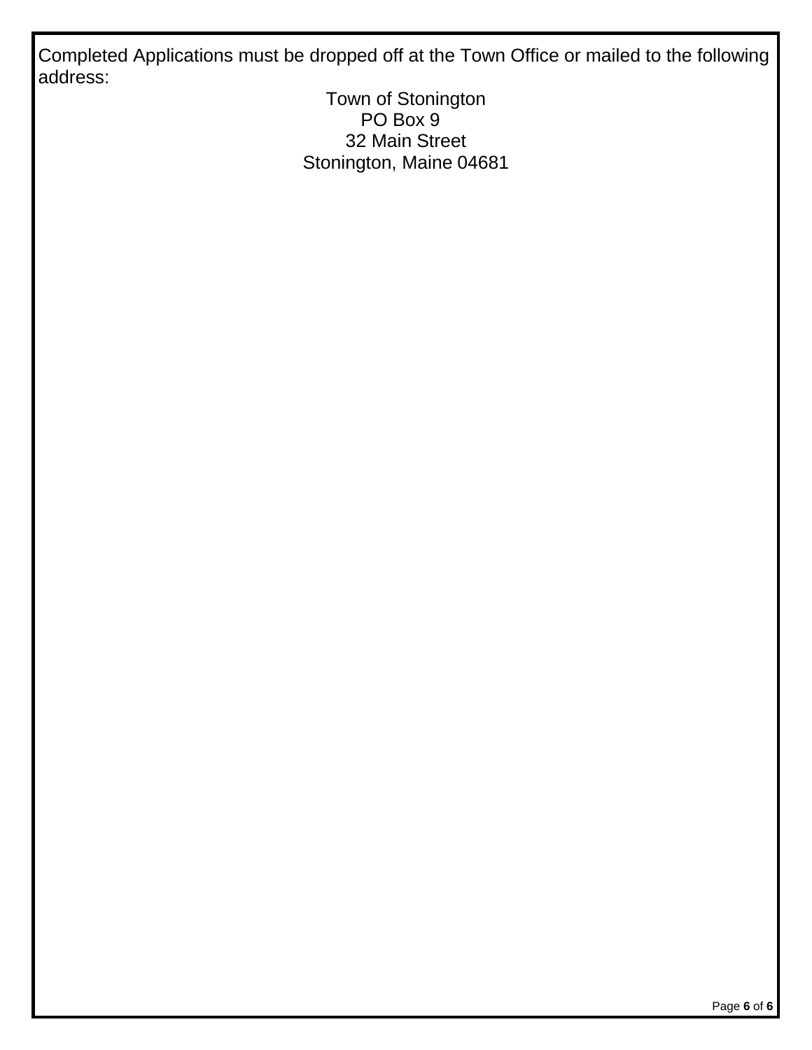Completed Applications must be dropped off at the Town Office or mailed to the following address:

Town of Stonington  
PO Box 9  
32 Main Street  
Stonington, Maine 04681